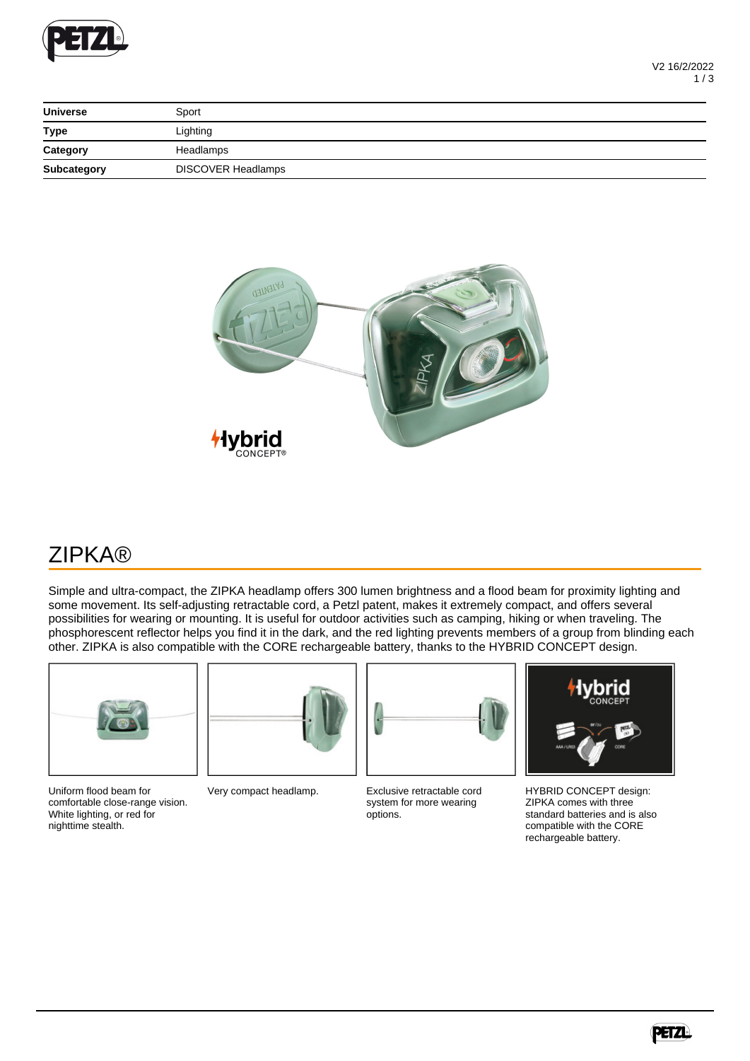| Universe | Sport |
| --- | --- |
| Type | Lighting |
| Category | Headlamps |
| Subcategory | DISCOVER Headlamps |

# ZIPKA®

Simple and ultra-compact, the ZIPKA headlamp offers 300 lumen brightness and a flood beam for proximity lighting and some movement. Its self-adjusting retractable cord, a Petzl patent, makes it extremely compact, and offers several possibilities for wearing or mounting. It is useful for outdoor activities such as camping, hiking or when traveling. The phosphorescent reflector helps you find it in the dark, and the red lighting prevents members of a group from blinding each other. ZIPKA is also compatible with the CORE rechargeable battery, thanks to the HYBRID CONCEPT design.

Uniform flood beam for comfortable close-range vision. White lighting, or red for nighttime stealth.

Very compact headlamp.

Exclusive retractable cord system for more wearing options.

HYBRID CONCEPT design: ZIPKA comes with three standard batteries and is also compatible with the CORE rechargeable battery.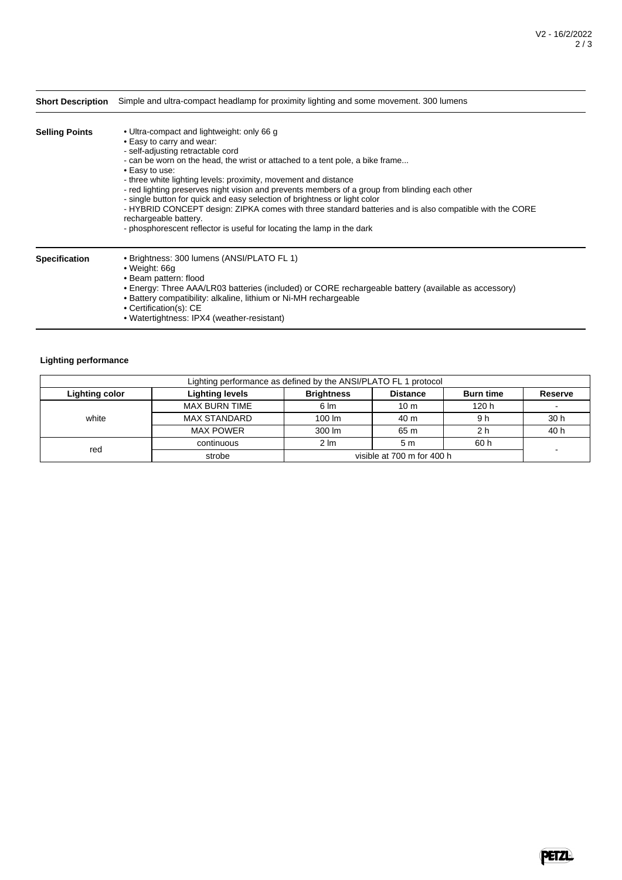**Short Description** Simple and ultra-compact headlamp for proximity lighting and some movement. 300 lumens

**Selling Points**

- Ultra-compact and lightweight: only 66 g
- Easy to carry and wear:
  - self-adjusting retractable cord
  - can be worn on the head, the wrist or attached to a tent pole, a bike frame...
- Easy to use:
  - three white lighting levels: proximity, movement and distance
  - red lighting preserves night vision and prevents members of a group from blinding each other
  - single button for quick and easy selection of brightness or light color
  - HYBRID CONCEPT design: ZIPKA comes with three standard batteries and is also compatible with the CORE rechargeable battery.
  - phosphorescent reflector is useful for locating the lamp in the dark

**Specification**

- Brightness: 300 lumens (ANSI/PLATO FL 1)
- Weight: 66g
- Beam pattern: flood
- Energy: Three AAA/LR03 batteries (included) or CORE rechargeable battery (available as accessory)
- Battery compatibility: alkaline, lithium or Ni-MH rechargeable
- Certification(s): CE
- Watertightness: IPX4 (weather-resistant)

**Lighting performance**

| Lighting performance as defined by the ANSI/PLATO FL 1 protocol | | | | | |
|---|---|---|---|---|---|
| **Lighting color** | **Lighting levels** | **Brightness** | **Distance** | **Burn time** | **Reserve** |
| white | MAX BURN TIME | 6 lm | 10 m | 120 h | - |
| | MAX STANDARD | 100 lm | 40 m | 9 h | 30 h |
| | MAX POWER | 300 lm | 65 m | 2 h | 40 h |
| red | continuous | 2 lm | 5 m | 60 h | - |
| | strobe | visible at 700 m for 400 h | | | |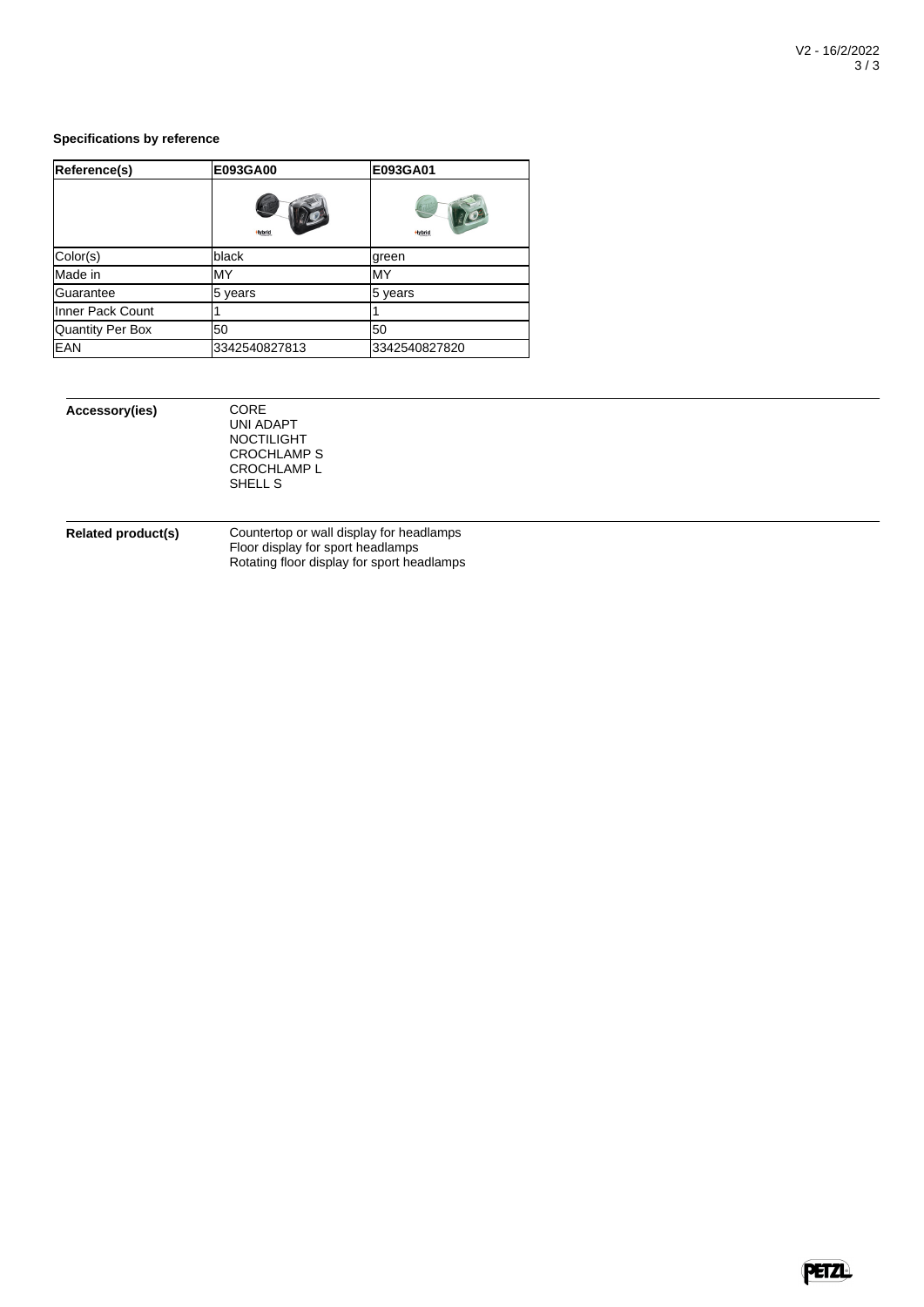**Specifications by reference**

| Reference(s) | E093GA00 | E093GA01 |
|---|---|---|
| | | |
| Color(s) | black | green |
| Made in | MY | MY |
| Guarantee | 5 years | 5 years |
| Inner Pack Count | 1 | 1 |
| Quantity Per Box | 50 | 50 |
| EAN | 3342540827813 | 3342540827820 |

**Accessory(ies)**

CORE
UNI ADAPT
NOCTILIGHT
CROCHLAMP S
CROCHLAMP L
SHELL S

**Related product(s)**

Countertop or wall display for headlamps
Floor display for sport headlamps
Rotating floor display for sport headlamps